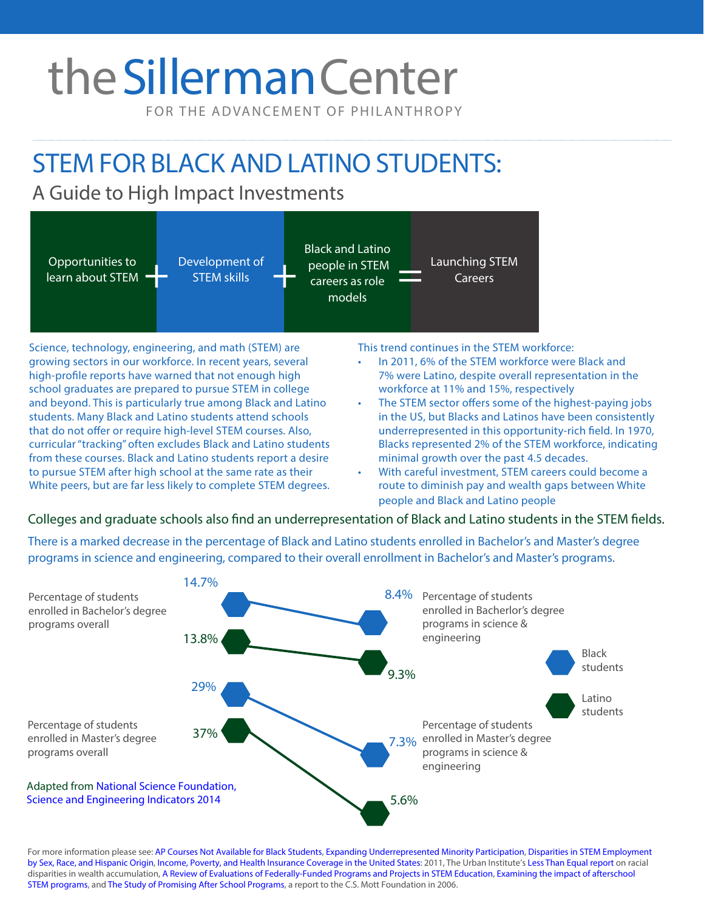# the Sillerman Center

FOR THE ADVANCEMENT OF PHILANTHROPY

# STEM FOR BLACK AND LATINO STUDENTS:

## A Guide to High Impact Investments

Opportunities to learn about STEM + Development of STEM skills + Black and Latino people in STEM careers as role models = Launching STEM Careers

Science, technology, engineering, and math (STEM) are growing sectors in our workforce. In recent years, several high-profile reports have warned that not enough high school graduates are prepared to pursue STEM in college and beyond. This is particularly true among Black and Latino students. Many Black and Latino students attend schools that do not offer or require high-level STEM courses. Also, curricular "tracking" often excludes Black and Latino students from these courses. Black and Latino students report a desire to pursue STEM after high school at the same rate as their White peers, but are far less likely to complete STEM degrees.

This trend continues in the STEM workforce:

- In 2011, 6% of the STEM workforce were Black and 7% were Latino, despite overall representation in the workforce at 11% and 15%, respectively
- The STEM sector offers some of the highest-paying jobs in the US, but Blacks and Latinos have been consistently underrepresented in this opportunity-rich field. In 1970, Blacks represented 2% of the STEM workforce, indicating minimal growth over the past 4.5 decades.
- With careful investment, STEM careers could become a route to diminish pay and wealth gaps between White people and Black and Latino people

Colleges and graduate schools also find an underrepresentation of Black and Latino students in the STEM fields.

There is a marked decrease in the percentage of Black and Latino students enrolled in Bachelor's and Master's degree programs in science and engineering, compared to their overall enrollment in Bachelor's and Master's programs.

| | Black students | Latino students |
|---|---|---|
| Percentage of students enrolled in Bachelor's degree programs overall | 14.7% | 13.8% |
| Percentage of students enrolled in Bacherlor's degree programs in science & engineering | 8.4% | 9.3% |
| Percentage of students enrolled in Master's degree programs overall | 29% | 37% |
| Percentage of students enrolled in Master's degree programs in science & engineering | 7.3% | 5.6% |

Adapted from National Science Foundation, Science and Engineering Indicators 2014

For more information please see: AP Courses Not Available for Black Students, Expanding Underrepresented Minority Participation, Disparities in STEM Employment by Sex, Race, and Hispanic Origin, Income, Poverty, and Health Insurance Coverage in the United States: 2011, The Urban Institute's Less Than Equal report on racial disparities in wealth accumulation, A Review of Evaluations of Federally-Funded Programs and Projects in STEM Education, Examining the impact of afterschool STEM programs, and The Study of Promising After School Programs, a report to the C.S. Mott Foundation in 2006.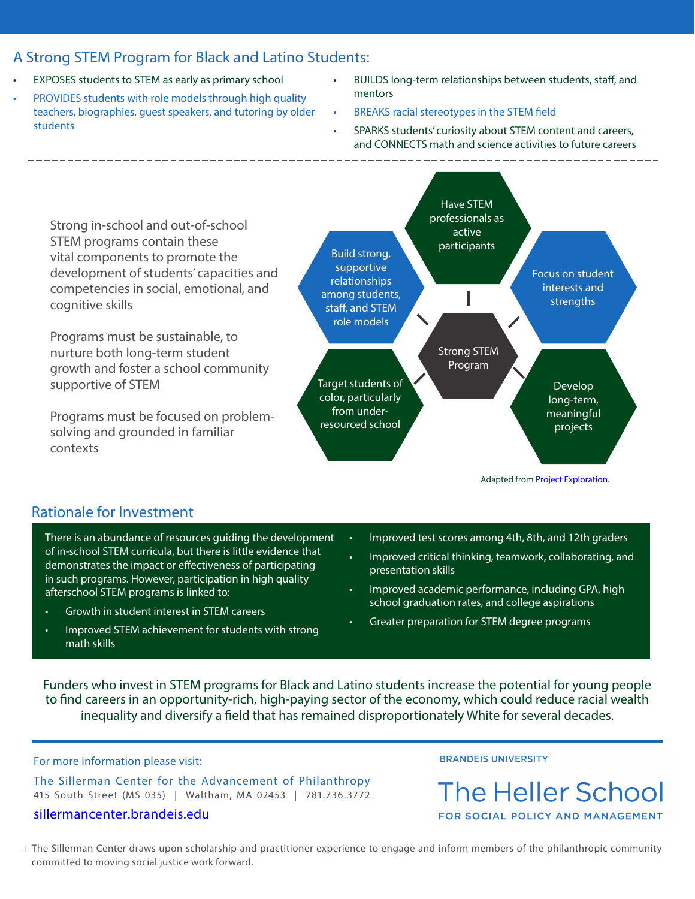## A Strong STEM Program for Black and Latino Students:

- EXPOSES students to STEM as early as primary school
- PROVIDES students with role models through high quality teachers, biographies, guest speakers, and tutoring by older students
- BUILDS long-term relationships between students, staff, and mentors
- BREAKS racial stereotypes in the STEM field
- SPARKS students' curiosity about STEM content and careers, and CONNECTS math and science activities to future careers

Strong in-school and out-of-school STEM programs contain these vital components to promote the development of students' capacities and competencies in social, emotional, and cognitive skills

Programs must be sustainable, to nurture both long-term student growth and foster a school community supportive of STEM

Programs must be focused on problem-solving and grounded in familiar contexts

Strong STEM Program

Have STEM professionals as active participants

Focus on student interests and strengths

Develop long-term, meaningful projects

Target students of color, particularly from under-resourced school

Build strong, supportive relationships among students, staff, and STEM role models

Adapted from Project Exploration.

## Rationale for Investment

There is an abundance of resources guiding the development of in-school STEM curricula, but there is little evidence that demonstrates the impact or effectiveness of participating in such programs. However, participation in high quality afterschool STEM programs is linked to:

- Growth in student interest in STEM careers
- Improved STEM achievement for students with strong math skills
- Improved test scores among 4th, 8th, and 12th graders
- Improved critical thinking, teamwork, collaborating, and presentation skills
- Improved academic performance, including GPA, high school graduation rates, and college aspirations
- Greater preparation for STEM degree programs

Funders who invest in STEM programs for Black and Latino students increase the potential for young people to find careers in an opportunity-rich, high-paying sector of the economy, which could reduce racial wealth inequality and diversify a field that has remained disproportionately White for several decades.

For more information please visit:

The Sillerman Center for the Advancement of Philanthropy
415 South Street (MS 035) | Waltham, MA 02453 | 781.736.3772

sillermancenter.brandeis.edu

BRANDEIS UNIVERSITY
The Heller School
FOR SOCIAL POLICY AND MANAGEMENT

+ The Sillerman Center draws upon scholarship and practitioner experience to engage and inform members of the philanthropic community committed to moving social justice work forward.